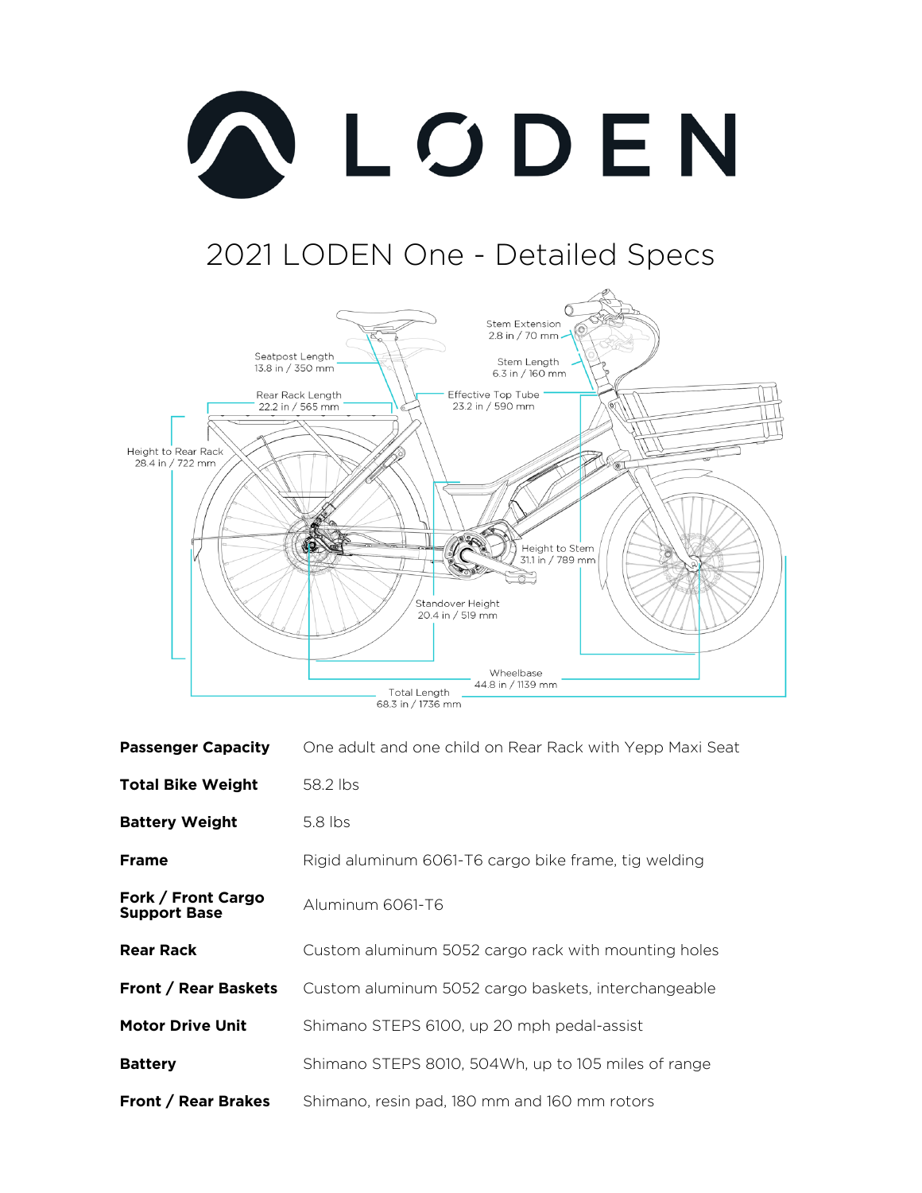# LODEN

## 2021 LODEN One - Detailed Specs

Stem Extension
2.8 in / 70 mm

Seatpost Length
13.8 in / 350 mm

Stem Length
6.3 in / 160 mm

Rear Rack Length
22.2 in / 565 mm

Effective Top Tube
23.2 in / 590 mm

Height to Rear Rack
28.4 in / 722 mm

Height to Stem
31.1 in / 789 mm

Standover Height
20.4 in / 519 mm

Wheelbase
44.8 in / 1139 mm

Total Length
68.3 in / 1736 mm

| | |
|---|---|
| **Passenger Capacity** | One adult and one child on Rear Rack with Yepp Maxi Seat |
| **Total Bike Weight** | 58.2 lbs |
| **Battery Weight** | 5.8 lbs |
| **Frame** | Rigid aluminum 6061-T6 cargo bike frame, tig welding |
| **Fork / Front Cargo Support Base** | Aluminum 6061-T6 |
| **Rear Rack** | Custom aluminum 5052 cargo rack with mounting holes |
| **Front / Rear Baskets** | Custom aluminum 5052 cargo baskets, interchangeable |
| **Motor Drive Unit** | Shimano STEPS 6100, up 20 mph pedal-assist |
| **Battery** | Shimano STEPS 8010, 504Wh, up to 105 miles of range |
| **Front / Rear Brakes** | Shimano, resin pad, 180 mm and 160 mm rotors |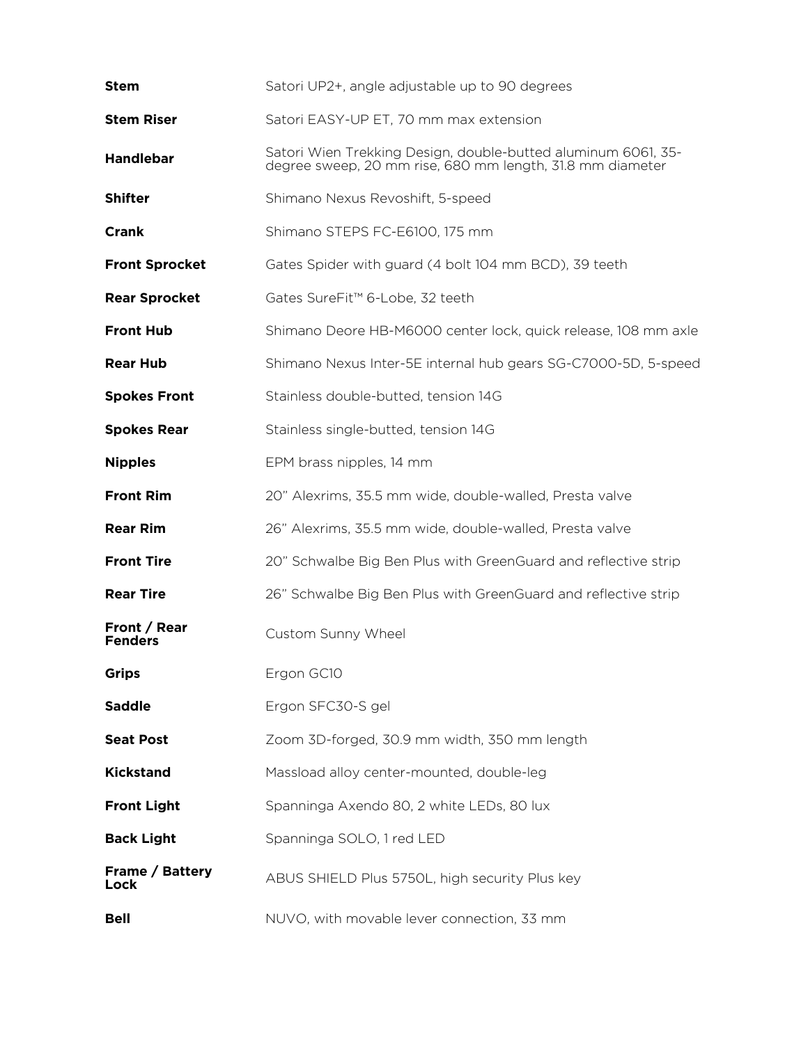| | |
|---|---|
| **Stem** | Satori UP2+, angle adjustable up to 90 degrees |
| **Stem Riser** | Satori EASY-UP ET, 70 mm max extension |
| **Handlebar** | Satori Wien Trekking Design, double-butted aluminum 6061, 35-degree sweep, 20 mm rise, 680 mm length, 31.8 mm diameter |
| **Shifter** | Shimano Nexus Revoshift, 5-speed |
| **Crank** | Shimano STEPS FC-E6100, 175 mm |
| **Front Sprocket** | Gates Spider with guard (4 bolt 104 mm BCD), 39 teeth |
| **Rear Sprocket** | Gates SureFit™ 6-Lobe, 32 teeth |
| **Front Hub** | Shimano Deore HB-M6000 center lock, quick release, 108 mm axle |
| **Rear Hub** | Shimano Nexus Inter-5E internal hub gears SG-C7000-5D, 5-speed |
| **Spokes Front** | Stainless double-butted, tension 14G |
| **Spokes Rear** | Stainless single-butted, tension 14G |
| **Nipples** | EPM brass nipples, 14 mm |
| **Front Rim** | 20" Alexrims, 35.5 mm wide, double-walled, Presta valve |
| **Rear Rim** | 26" Alexrims, 35.5 mm wide, double-walled, Presta valve |
| **Front Tire** | 20" Schwalbe Big Ben Plus with GreenGuard and reflective strip |
| **Rear Tire** | 26" Schwalbe Big Ben Plus with GreenGuard and reflective strip |
| **Front / Rear Fenders** | Custom Sunny Wheel |
| **Grips** | Ergon GC10 |
| **Saddle** | Ergon SFC30-S gel |
| **Seat Post** | Zoom 3D-forged, 30.9 mm width, 350 mm length |
| **Kickstand** | Massload alloy center-mounted, double-leg |
| **Front Light** | Spanninga Axendo 80, 2 white LEDs, 80 lux |
| **Back Light** | Spanninga SOLO, 1 red LED |
| **Frame / Battery Lock** | ABUS SHIELD Plus 5750L, high security Plus key |
| **Bell** | NUVO, with movable lever connection, 33 mm |